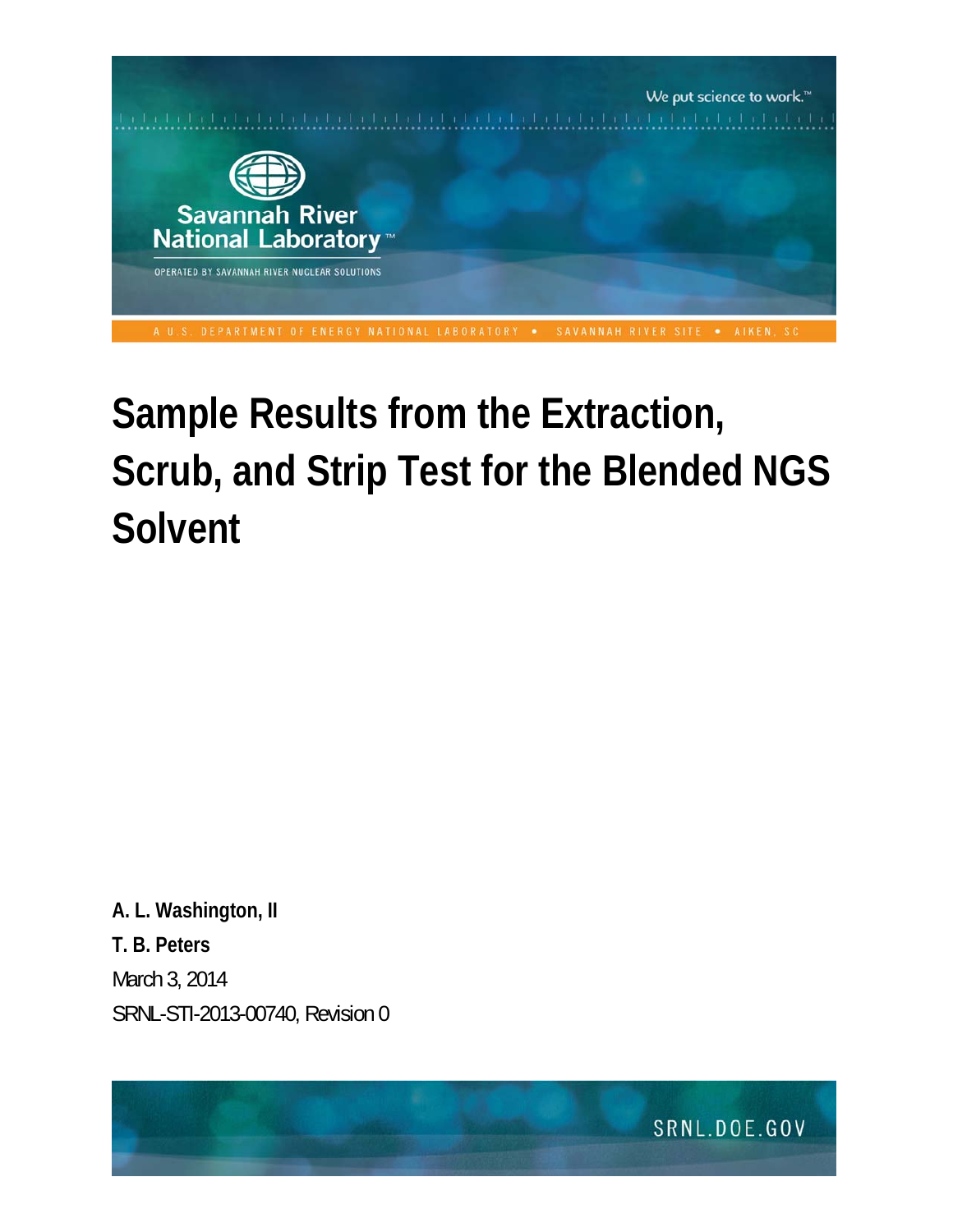We put science to work.™

Savannah River National Laboratory™

OPERATED BY SAVANNAH RIVER NUCLEAR SOLUTIONS

A U.S. DEPARTMENT OF ENERGY NATIONAL LABORATORY • SAVANNAH RIVER SITE • AIKEN, SC

# Sample Results from the Extraction, Scrub, and Strip Test for the Blended NGS Solvent

**A. L. Washington, II**

**T. B. Peters**

March 3, 2014

SRNL-STI-2013-00740, Revision 0

SRNL.DOE.GOV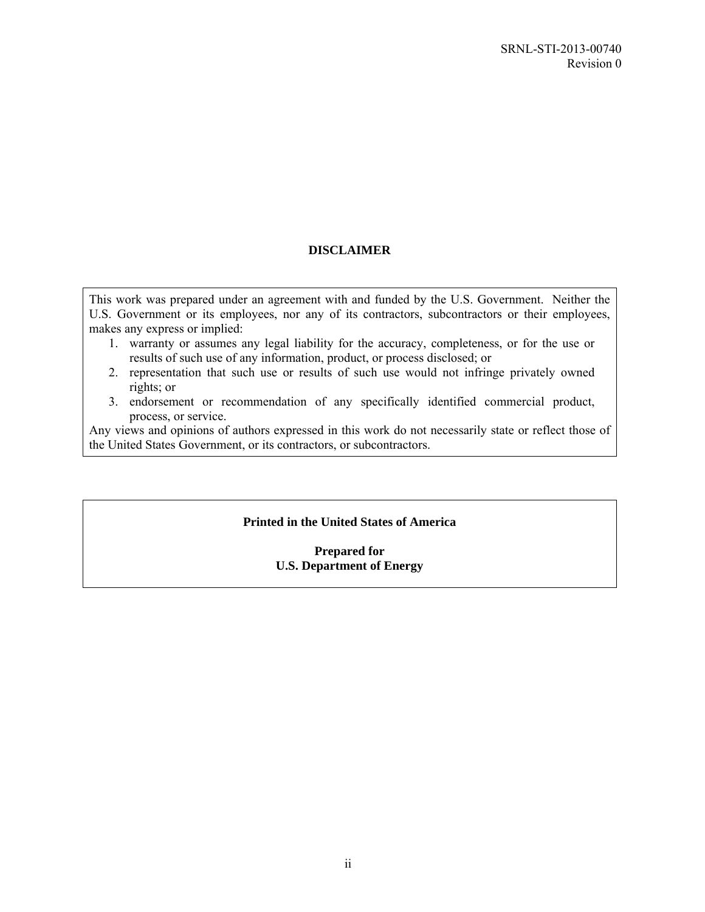## DISCLAIMER

This work was prepared under an agreement with and funded by the U.S. Government. Neither the U.S. Government or its employees, nor any of its contractors, subcontractors or their employees, makes any express or implied:

1. warranty or assumes any legal liability for the accuracy, completeness, or for the use or results of such use of any information, product, or process disclosed; or
2. representation that such use or results of such use would not infringe privately owned rights; or
3. endorsement or recommendation of any specifically identified commercial product, process, or service.

Any views and opinions of authors expressed in this work do not necessarily state or reflect those of the United States Government, or its contractors, or subcontractors.

**Printed in the United States of America**

**Prepared for**
**U.S. Department of Energy**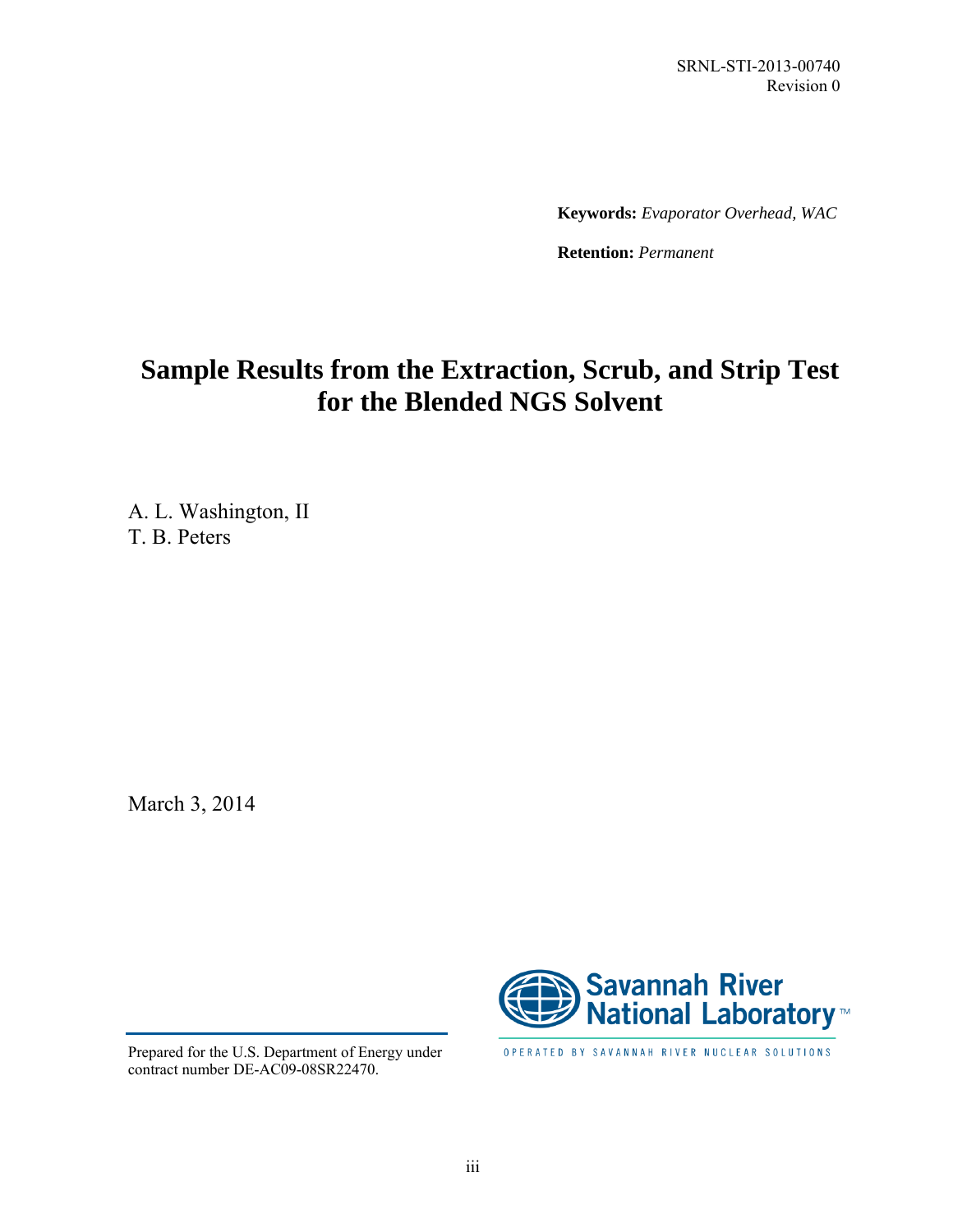SRNL-STI-2013-00740
Revision 0

**Keywords:** *Evaporator Overhead, WAC*

**Retention:** *Permanent*

# Sample Results from the Extraction, Scrub, and Strip Test for the Blended NGS Solvent

A. L. Washington, II
T. B. Peters

March 3, 2014

Savannah River National Laboratory™

OPERATED BY SAVANNAH RIVER NUCLEAR SOLUTIONS

Prepared for the U.S. Department of Energy under contract number DE-AC09-08SR22470.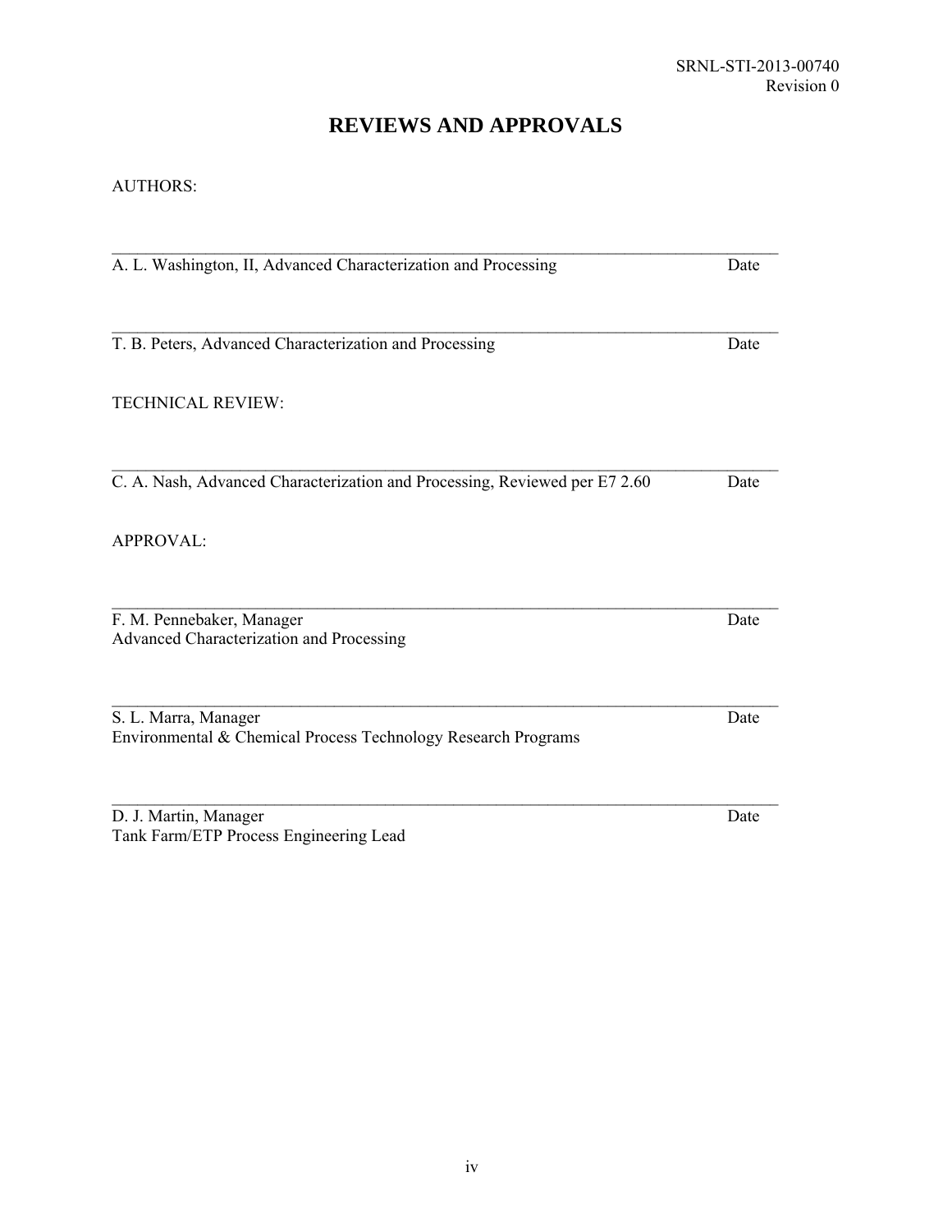# REVIEWS AND APPROVALS

AUTHORS:

\_\_\_\_\_\_\_\_\_\_\_\_\_\_\_\_\_\_\_\_\_\_\_\_\_\_\_\_\_\_\_\_\_\_\_\_\_\_\_\_\_\_\_\_\_\_\_\_\_\_\_\_\_\_\_\_\_\_\_\_\_\_\_\_\_\_\_\_\_\_\_\_\_\_

A. L. Washington, II, Advanced Characterization and Processing — Date

\_\_\_\_\_\_\_\_\_\_\_\_\_\_\_\_\_\_\_\_\_\_\_\_\_\_\_\_\_\_\_\_\_\_\_\_\_\_\_\_\_\_\_\_\_\_\_\_\_\_\_\_\_\_\_\_\_\_\_\_\_\_\_\_\_\_\_\_\_\_\_\_\_\_

T. B. Peters, Advanced Characterization and Processing — Date

TECHNICAL REVIEW:

\_\_\_\_\_\_\_\_\_\_\_\_\_\_\_\_\_\_\_\_\_\_\_\_\_\_\_\_\_\_\_\_\_\_\_\_\_\_\_\_\_\_\_\_\_\_\_\_\_\_\_\_\_\_\_\_\_\_\_\_\_\_\_\_\_\_\_\_\_\_\_\_\_\_

C. A. Nash, Advanced Characterization and Processing, Reviewed per E7 2.60 — Date

APPROVAL:

\_\_\_\_\_\_\_\_\_\_\_\_\_\_\_\_\_\_\_\_\_\_\_\_\_\_\_\_\_\_\_\_\_\_\_\_\_\_\_\_\_\_\_\_\_\_\_\_\_\_\_\_\_\_\_\_\_\_\_\_\_\_\_\_\_\_\_\_\_\_\_\_\_\_

F. M. Pennebaker, Manager — Date
Advanced Characterization and Processing

\_\_\_\_\_\_\_\_\_\_\_\_\_\_\_\_\_\_\_\_\_\_\_\_\_\_\_\_\_\_\_\_\_\_\_\_\_\_\_\_\_\_\_\_\_\_\_\_\_\_\_\_\_\_\_\_\_\_\_\_\_\_\_\_\_\_\_\_\_\_\_\_\_\_

S. L. Marra, Manager — Date
Environmental & Chemical Process Technology Research Programs

\_\_\_\_\_\_\_\_\_\_\_\_\_\_\_\_\_\_\_\_\_\_\_\_\_\_\_\_\_\_\_\_\_\_\_\_\_\_\_\_\_\_\_\_\_\_\_\_\_\_\_\_\_\_\_\_\_\_\_\_\_\_\_\_\_\_\_\_\_\_\_\_\_\_

D. J. Martin, Manager — Date
Tank Farm/ETP Process Engineering Lead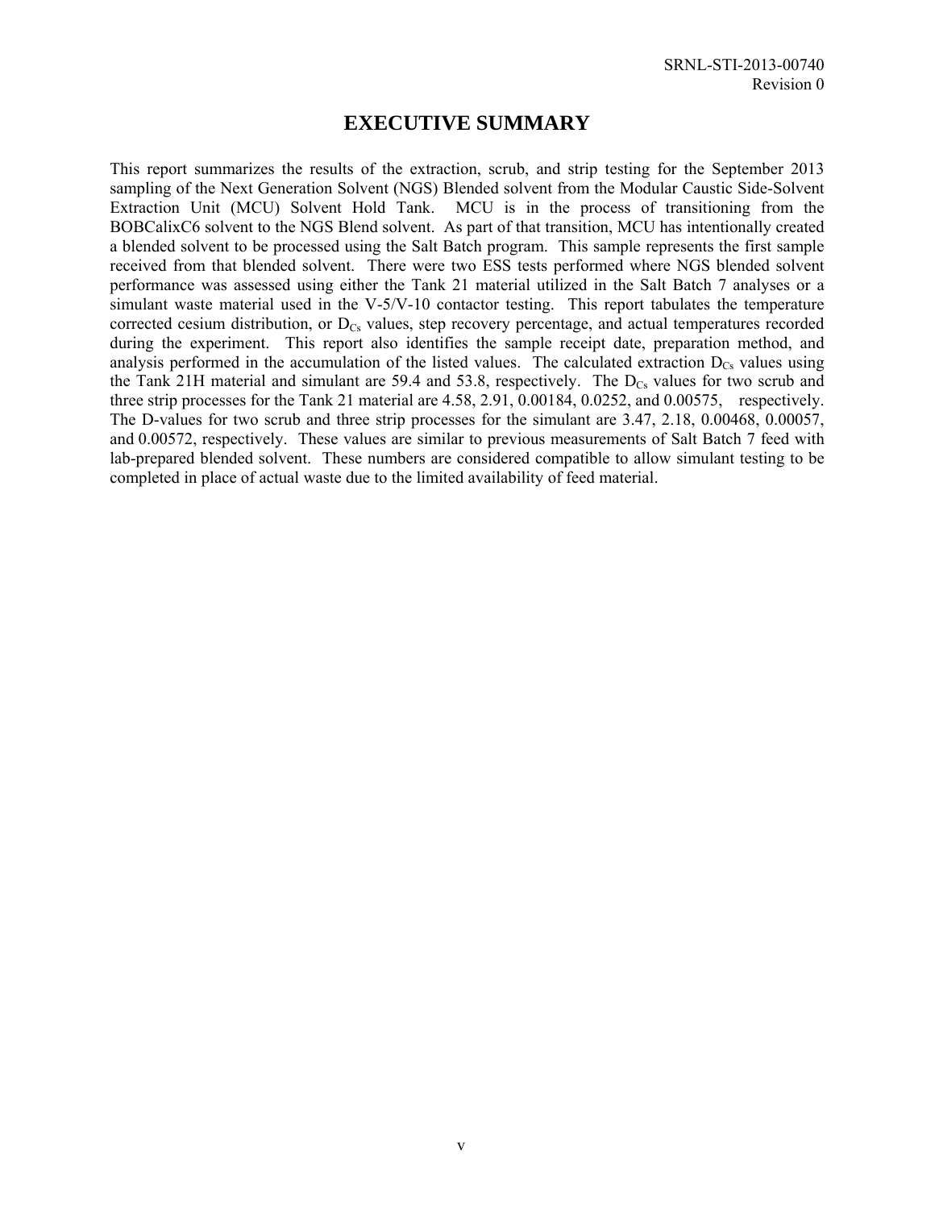# EXECUTIVE SUMMARY

This report summarizes the results of the extraction, scrub, and strip testing for the September 2013 sampling of the Next Generation Solvent (NGS) Blended solvent from the Modular Caustic Side-Solvent Extraction Unit (MCU) Solvent Hold Tank. MCU is in the process of transitioning from the BOBCalixC6 solvent to the NGS Blend solvent. As part of that transition, MCU has intentionally created a blended solvent to be processed using the Salt Batch program. This sample represents the first sample received from that blended solvent. There were two ESS tests performed where NGS blended solvent performance was assessed using either the Tank 21 material utilized in the Salt Batch 7 analyses or a simulant waste material used in the V-5/V-10 contactor testing. This report tabulates the temperature corrected cesium distribution, or $D_{Cs}$ values, step recovery percentage, and actual temperatures recorded during the experiment. This report also identifies the sample receipt date, preparation method, and analysis performed in the accumulation of the listed values. The calculated extraction $D_{Cs}$ values using the Tank 21H material and simulant are 59.4 and 53.8, respectively. The $D_{Cs}$ values for two scrub and three strip processes for the Tank 21 material are 4.58, 2.91, 0.00184, 0.0252, and 0.00575, respectively. The D-values for two scrub and three strip processes for the simulant are 3.47, 2.18, 0.00468, 0.00057, and 0.00572, respectively. These values are similar to previous measurements of Salt Batch 7 feed with lab-prepared blended solvent. These numbers are considered compatible to allow simulant testing to be completed in place of actual waste due to the limited availability of feed material.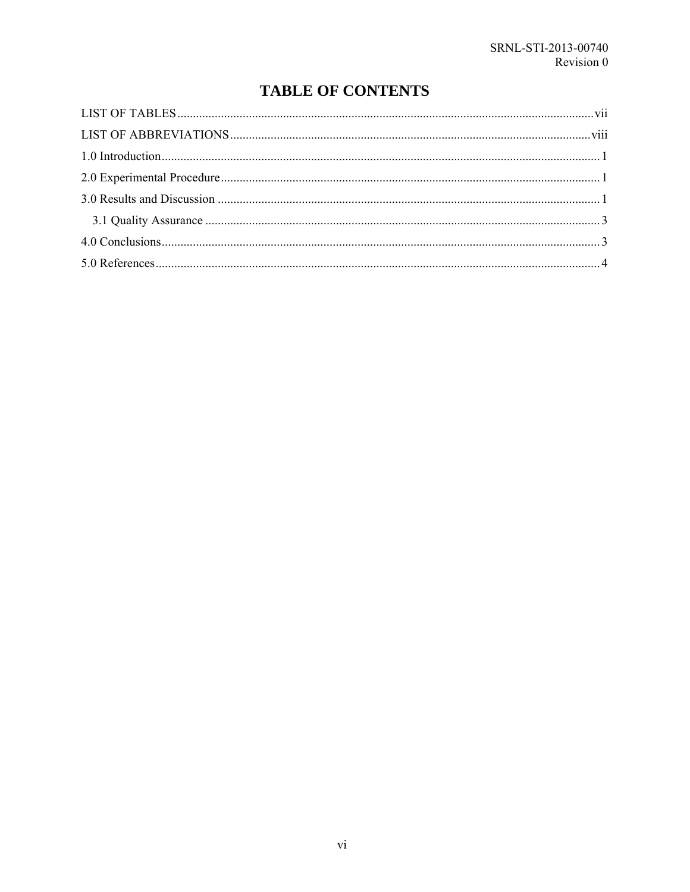# TABLE OF CONTENTS

LIST OF TABLES ..... vii

LIST OF ABBREVIATIONS ..... viii

1.0 Introduction ..... 1

2.0 Experimental Procedure ..... 1

3.0 Results and Discussion ..... 1

  3.1 Quality Assurance ..... 3

4.0 Conclusions ..... 3

5.0 References ..... 4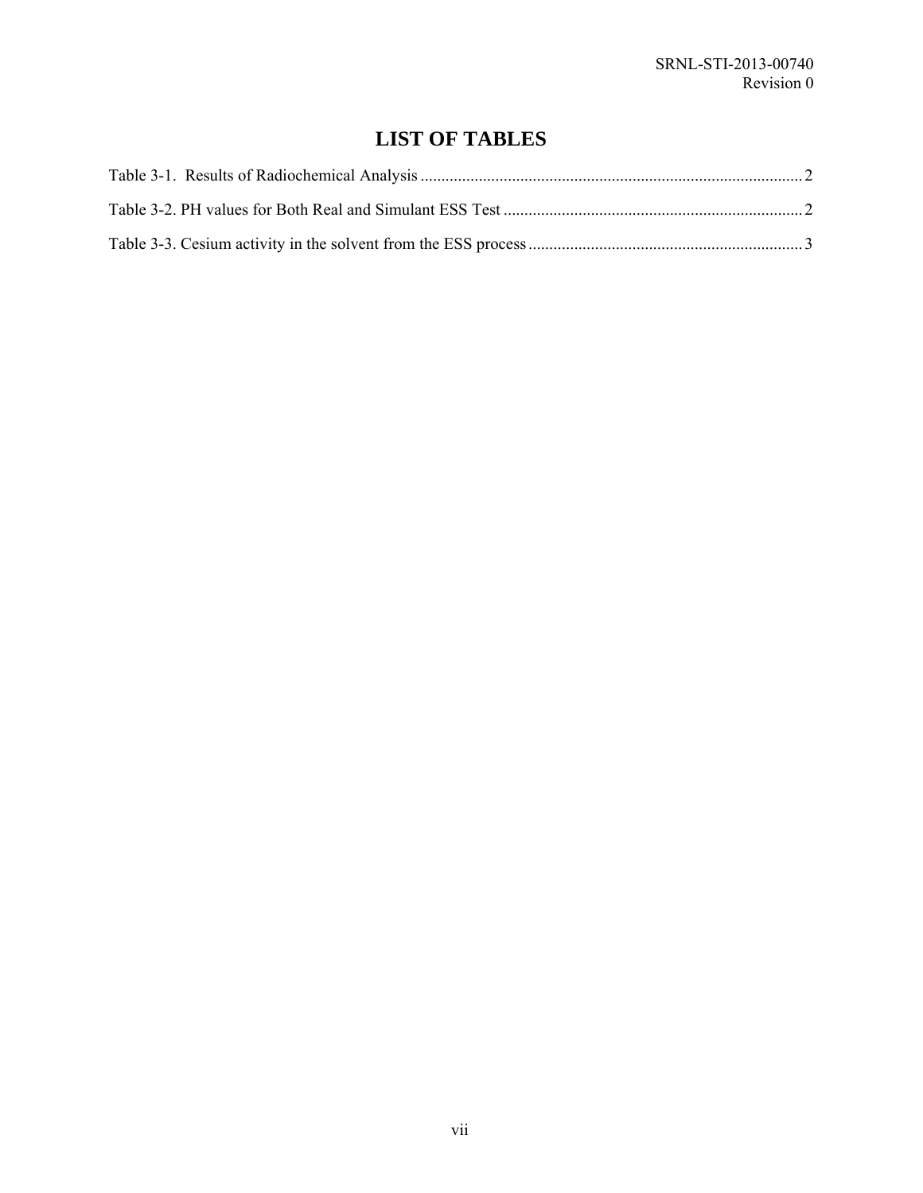# LIST OF TABLES

Table 3-1. Results of Radiochemical Analysis ........................................................................................... 2

Table 3-2. PH values for Both Real and Simulant ESS Test ....................................................................... 2

Table 3-3. Cesium activity in the solvent from the ESS process ................................................................. 3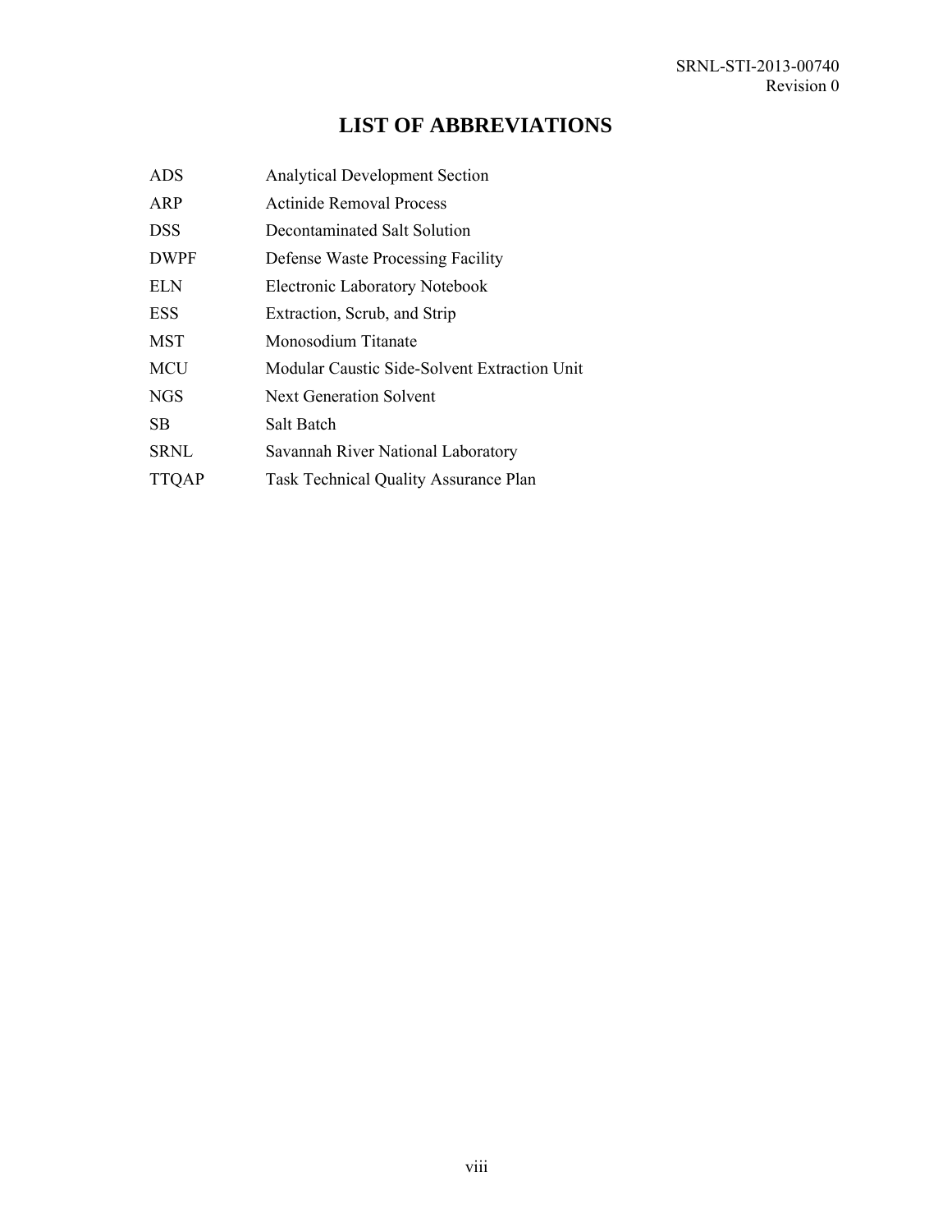# LIST OF ABBREVIATIONS

| | |
|---|---|
| ADS | Analytical Development Section |
| ARP | Actinide Removal Process |
| DSS | Decontaminated Salt Solution |
| DWPF | Defense Waste Processing Facility |
| ELN | Electronic Laboratory Notebook |
| ESS | Extraction, Scrub, and Strip |
| MST | Monosodium Titanate |
| MCU | Modular Caustic Side-Solvent Extraction Unit |
| NGS | Next Generation Solvent |
| SB | Salt Batch |
| SRNL | Savannah River National Laboratory |
| TTQAP | Task Technical Quality Assurance Plan |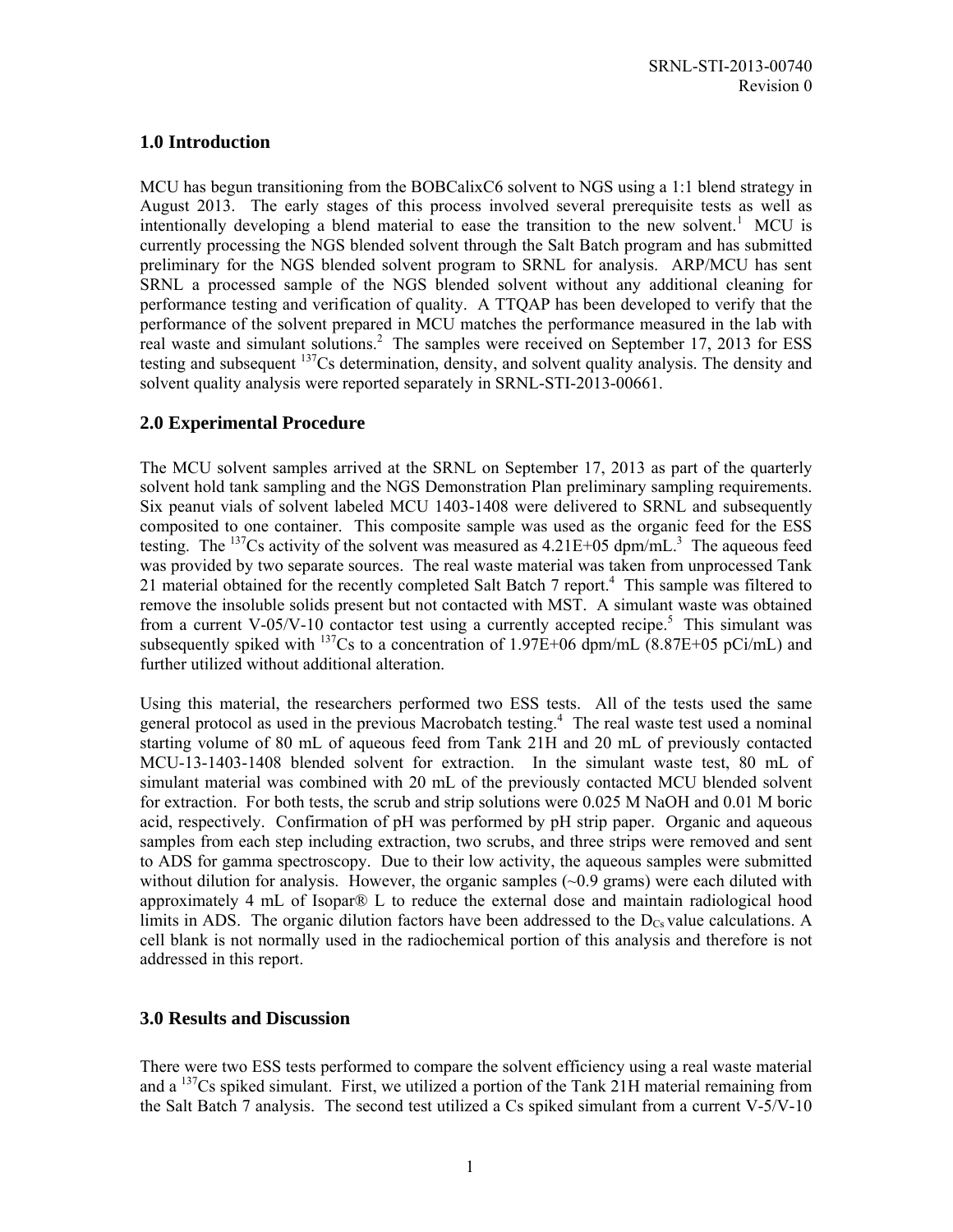## 1.0 Introduction

MCU has begun transitioning from the BOBCalixC6 solvent to NGS using a 1:1 blend strategy in August 2013. The early stages of this process involved several prerequisite tests as well as intentionally developing a blend material to ease the transition to the new solvent.[1] MCU is currently processing the NGS blended solvent through the Salt Batch program and has submitted preliminary for the NGS blended solvent program to SRNL for analysis. ARP/MCU has sent SRNL a processed sample of the NGS blended solvent without any additional cleaning for performance testing and verification of quality. A TTQAP has been developed to verify that the performance of the solvent prepared in MCU matches the performance measured in the lab with real waste and simulant solutions.[2] The samples were received on September 17, 2013 for ESS testing and subsequent $^{137}$Cs determination, density, and solvent quality analysis. The density and solvent quality analysis were reported separately in SRNL-STI-2013-00661.

## 2.0 Experimental Procedure

The MCU solvent samples arrived at the SRNL on September 17, 2013 as part of the quarterly solvent hold tank sampling and the NGS Demonstration Plan preliminary sampling requirements. Six peanut vials of solvent labeled MCU 1403-1408 were delivered to SRNL and subsequently composited to one container. This composite sample was used as the organic feed for the ESS testing. The $^{137}$Cs activity of the solvent was measured as 4.21E+05 dpm/mL.[3] The aqueous feed was provided by two separate sources. The real waste material was taken from unprocessed Tank 21 material obtained for the recently completed Salt Batch 7 report.[4] This sample was filtered to remove the insoluble solids present but not contacted with MST. A simulant waste was obtained from a current V-05/V-10 contactor test using a currently accepted recipe.[5] This simulant was subsequently spiked with $^{137}$Cs to a concentration of 1.97E+06 dpm/mL (8.87E+05 pCi/mL) and further utilized without additional alteration.

Using this material, the researchers performed two ESS tests. All of the tests used the same general protocol as used in the previous Macrobatch testing.[4] The real waste test used a nominal starting volume of 80 mL of aqueous feed from Tank 21H and 20 mL of previously contacted MCU-13-1403-1408 blended solvent for extraction. In the simulant waste test, 80 mL of simulant material was combined with 20 mL of the previously contacted MCU blended solvent for extraction. For both tests, the scrub and strip solutions were 0.025 M NaOH and 0.01 M boric acid, respectively. Confirmation of pH was performed by pH strip paper. Organic and aqueous samples from each step including extraction, two scrubs, and three strips were removed and sent to ADS for gamma spectroscopy. Due to their low activity, the aqueous samples were submitted without dilution for analysis. However, the organic samples (~0.9 grams) were each diluted with approximately 4 mL of Isopar® L to reduce the external dose and maintain radiological hood limits in ADS. The organic dilution factors have been addressed to the $D_{Cs}$ value calculations. A cell blank is not normally used in the radiochemical portion of this analysis and therefore is not addressed in this report.

## 3.0 Results and Discussion

There were two ESS tests performed to compare the solvent efficiency using a real waste material and a $^{137}$Cs spiked simulant. First, we utilized a portion of the Tank 21H material remaining from the Salt Batch 7 analysis. The second test utilized a Cs spiked simulant from a current V-5/V-10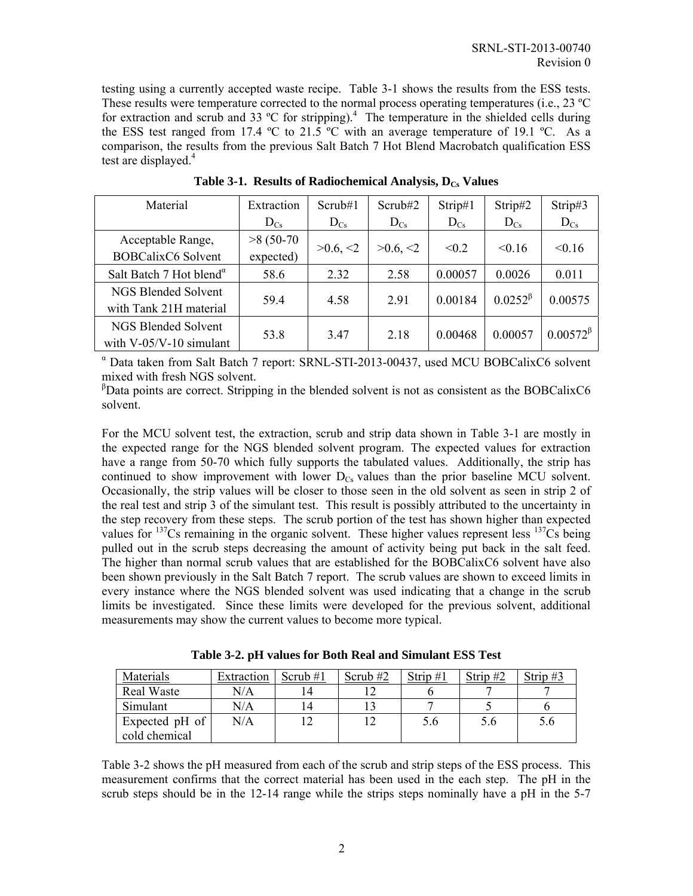testing using a currently accepted waste recipe. Table 3-1 shows the results from the ESS tests. These results were temperature corrected to the normal process operating temperatures (i.e., 23 ºC for extraction and scrub and 33 ºC for stripping).[4] The temperature in the shielded cells during the ESS test ranged from 17.4 ºC to 21.5 ºC with an average temperature of 19.1 ºC. As a comparison, the results from the previous Salt Batch 7 Hot Blend Macrobatch qualification ESS test are displayed.[4]

**Table 3-1. Results of Radiochemical Analysis, $D_{Cs}$ Values**

| Material | Extraction $D_{Cs}$ | Scrub#1 $D_{Cs}$ | Scrub#2 $D_{Cs}$ | Strip#1 $D_{Cs}$ | Strip#2 $D_{Cs}$ | Strip#3 $D_{Cs}$ |
|---|---|---|---|---|---|---|
| Acceptable Range, BOBCalixC6 Solvent | >8 (50-70 expected) | >0.6, <2 | >0.6, <2 | <0.2 | <0.16 | <0.16 |
| Salt Batch 7 Hot blend[α] | 58.6 | 2.32 | 2.58 | 0.00057 | 0.0026 | 0.011 |
| NGS Blended Solvent with Tank 21H material | 59.4 | 4.58 | 2.91 | 0.00184 | 0.0252[β] | 0.00575 |
| NGS Blended Solvent with V-05/V-10 simulant | 53.8 | 3.47 | 2.18 | 0.00468 | 0.00057 | 0.00572[β] |

[α] Data taken from Salt Batch 7 report: SRNL-STI-2013-00437, used MCU BOBCalixC6 solvent mixed with fresh NGS solvent.

[β]Data points are correct. Stripping in the blended solvent is not as consistent as the BOBCalixC6 solvent.

For the MCU solvent test, the extraction, scrub and strip data shown in Table 3-1 are mostly in the expected range for the NGS blended solvent program. The expected values for extraction have a range from 50-70 which fully supports the tabulated values. Additionally, the strip has continued to show improvement with lower $D_{Cs}$ values than the prior baseline MCU solvent. Occasionally, the strip values will be closer to those seen in the old solvent as seen in strip 2 of the real test and strip 3 of the simulant test. This result is possibly attributed to the uncertainty in the step recovery from these steps. The scrub portion of the test has shown higher than expected values for $^{137}Cs$ remaining in the organic solvent. These higher values represent less $^{137}Cs$ being pulled out in the scrub steps decreasing the amount of activity being put back in the salt feed. The higher than normal scrub values that are established for the BOBCalixC6 solvent have also been shown previously in the Salt Batch 7 report. The scrub values are shown to exceed limits in every instance where the NGS blended solvent was used indicating that a change in the scrub limits be investigated. Since these limits were developed for the previous solvent, additional measurements may show the current values to become more typical.

**Table 3-2. pH values for Both Real and Simulant ESS Test**

| Materials | Extraction | Scrub #1 | Scrub #2 | Strip #1 | Strip #2 | Strip #3 |
|---|---|---|---|---|---|---|
| Real Waste | N/A | 14 | 12 | 6 | 7 | 7 |
| Simulant | N/A | 14 | 13 | 7 | 5 | 6 |
| Expected pH of cold chemical | N/A | 12 | 12 | 5.6 | 5.6 | 5.6 |

Table 3-2 shows the pH measured from each of the scrub and strip steps of the ESS process. This measurement confirms that the correct material has been used in the each step. The pH in the scrub steps should be in the 12-14 range while the strips steps nominally have a pH in the 5-7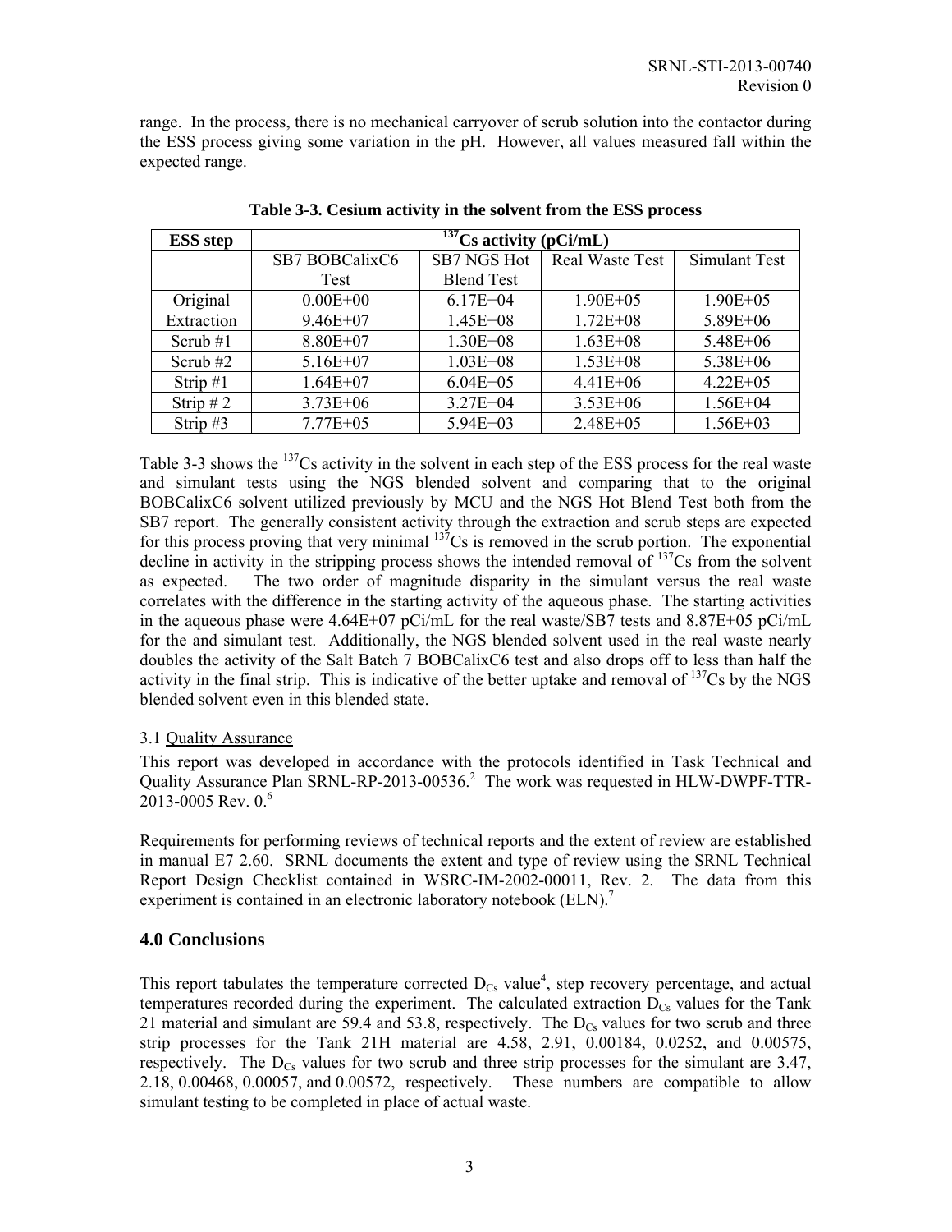range. In the process, there is no mechanical carryover of scrub solution into the contactor during the ESS process giving some variation in the pH. However, all values measured fall within the expected range.

**Table 3-3. Cesium activity in the solvent from the ESS process**

| ESS step | $^{137}$Cs activity (pCi/mL) | | | |
|---|---|---|---|---|
| | SB7 BOBCalixC6 Test | SB7 NGS Hot Blend Test | Real Waste Test | Simulant Test |
| Original | 0.00E+00 | 6.17E+04 | 1.90E+05 | 1.90E+05 |
| Extraction | 9.46E+07 | 1.45E+08 | 1.72E+08 | 5.89E+06 |
| Scrub #1 | 8.80E+07 | 1.30E+08 | 1.63E+08 | 5.48E+06 |
| Scrub #2 | 5.16E+07 | 1.03E+08 | 1.53E+08 | 5.38E+06 |
| Strip #1 | 1.64E+07 | 6.04E+05 | 4.41E+06 | 4.22E+05 |
| Strip # 2 | 3.73E+06 | 3.27E+04 | 3.53E+06 | 1.56E+04 |
| Strip #3 | 7.77E+05 | 5.94E+03 | 2.48E+05 | 1.56E+03 |

Table 3-3 shows the $^{137}$Cs activity in the solvent in each step of the ESS process for the real waste and simulant tests using the NGS blended solvent and comparing that to the original BOBCalixC6 solvent utilized previously by MCU and the NGS Hot Blend Test both from the SB7 report. The generally consistent activity through the extraction and scrub steps are expected for this process proving that very minimal $^{137}$Cs is removed in the scrub portion. The exponential decline in activity in the stripping process shows the intended removal of $^{137}$Cs from the solvent as expected. The two order of magnitude disparity in the simulant versus the real waste correlates with the difference in the starting activity of the aqueous phase. The starting activities in the aqueous phase were 4.64E+07 pCi/mL for the real waste/SB7 tests and 8.87E+05 pCi/mL for the and simulant test. Additionally, the NGS blended solvent used in the real waste nearly doubles the activity of the Salt Batch 7 BOBCalixC6 test and also drops off to less than half the activity in the final strip. This is indicative of the better uptake and removal of $^{137}$Cs by the NGS blended solvent even in this blended state.

### 3.1 Quality Assurance

This report was developed in accordance with the protocols identified in Task Technical and Quality Assurance Plan SRNL-RP-2013-00536.[2] The work was requested in HLW-DWPF-TTR-2013-0005 Rev. 0.[6]

Requirements for performing reviews of technical reports and the extent of review are established in manual E7 2.60. SRNL documents the extent and type of review using the SRNL Technical Report Design Checklist contained in WSRC-IM-2002-00011, Rev. 2. The data from this experiment is contained in an electronic laboratory notebook (ELN).[7]

## 4.0 Conclusions

This report tabulates the temperature corrected $D_{Cs}$ value[4], step recovery percentage, and actual temperatures recorded during the experiment. The calculated extraction $D_{Cs}$ values for the Tank 21 material and simulant are 59.4 and 53.8, respectively. The $D_{Cs}$ values for two scrub and three strip processes for the Tank 21H material are 4.58, 2.91, 0.00184, 0.0252, and 0.00575, respectively. The $D_{Cs}$ values for two scrub and three strip processes for the simulant are 3.47, 2.18, 0.00468, 0.00057, and 0.00572, respectively. These numbers are compatible to allow simulant testing to be completed in place of actual waste.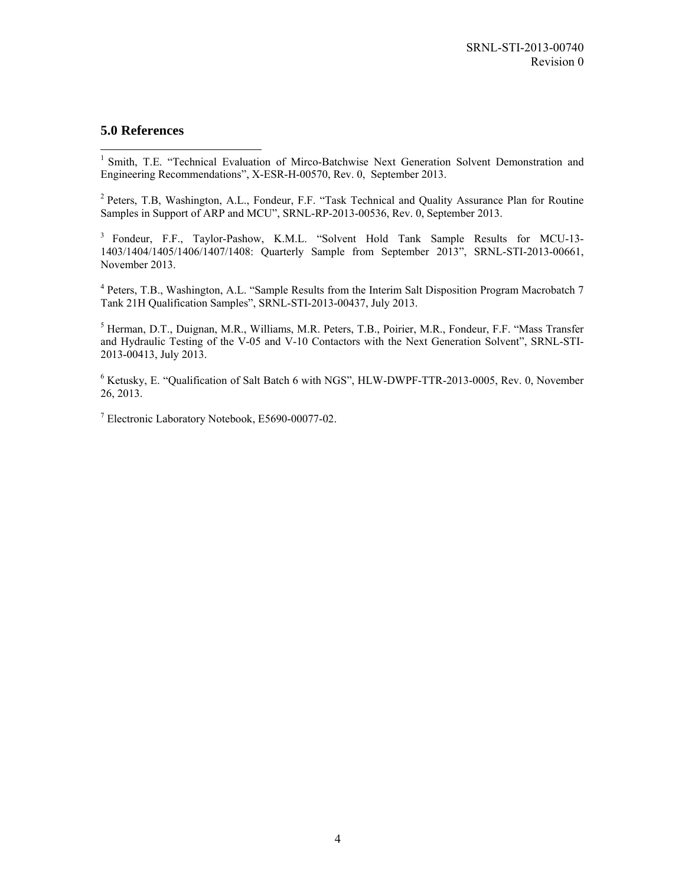## 5.0 References

[1] Smith, T.E. "Technical Evaluation of Mirco-Batchwise Next Generation Solvent Demonstration and Engineering Recommendations", X-ESR-H-00570, Rev. 0, September 2013.

[2] Peters, T.B, Washington, A.L., Fondeur, F.F. "Task Technical and Quality Assurance Plan for Routine Samples in Support of ARP and MCU", SRNL-RP-2013-00536, Rev. 0, September 2013.

[3] Fondeur, F.F., Taylor-Pashow, K.M.L. "Solvent Hold Tank Sample Results for MCU-13-1403/1404/1405/1406/1407/1408: Quarterly Sample from September 2013", SRNL-STI-2013-00661, November 2013.

[4] Peters, T.B., Washington, A.L. "Sample Results from the Interim Salt Disposition Program Macrobatch 7 Tank 21H Qualification Samples", SRNL-STI-2013-00437, July 2013.

[5] Herman, D.T., Duignan, M.R., Williams, M.R. Peters, T.B., Poirier, M.R., Fondeur, F.F. "Mass Transfer and Hydraulic Testing of the V-05 and V-10 Contactors with the Next Generation Solvent", SRNL-STI-2013-00413, July 2013.

[6] Ketusky, E. "Qualification of Salt Batch 6 with NGS", HLW-DWPF-TTR-2013-0005, Rev. 0, November 26, 2013.

[7] Electronic Laboratory Notebook, E5690-00077-02.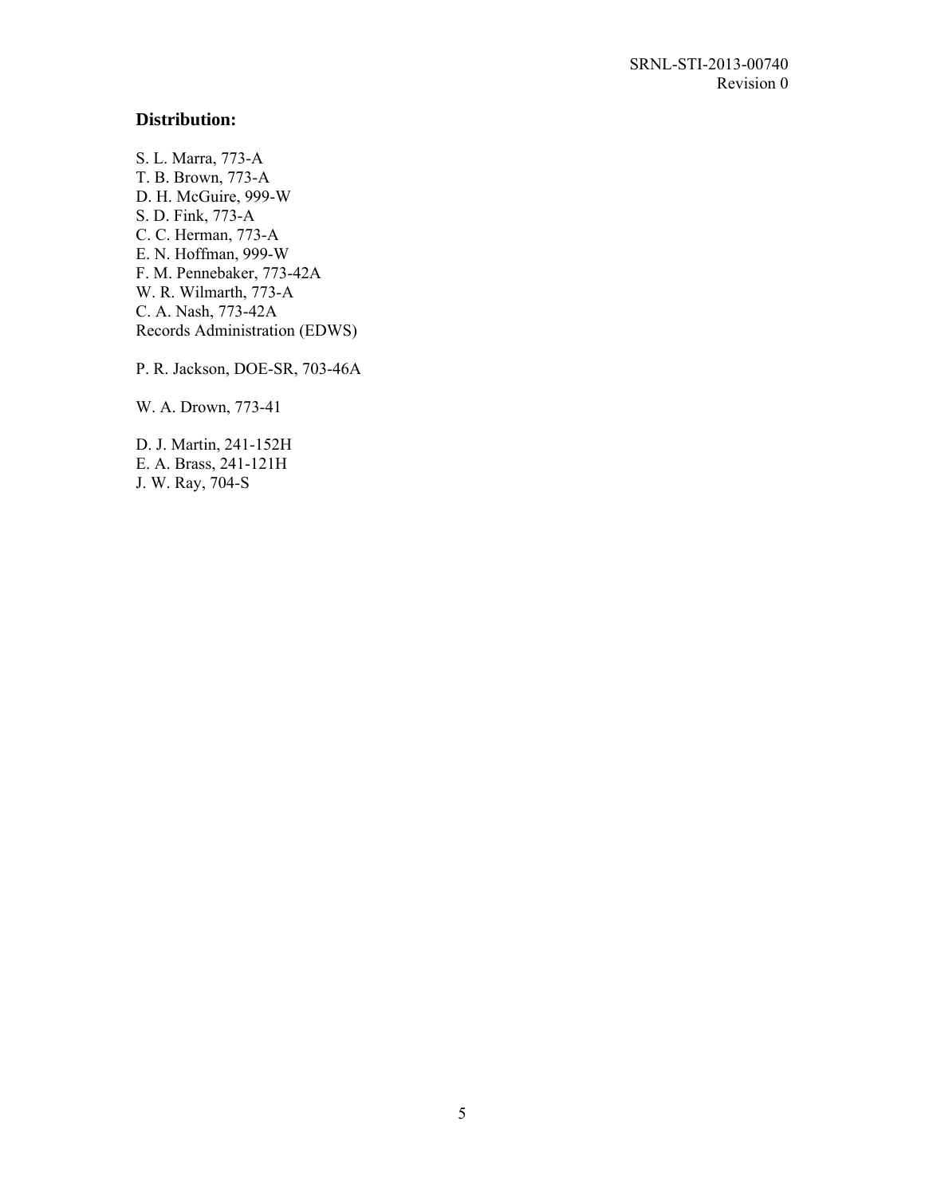## Distribution:

S. L. Marra, 773-A
T. B. Brown, 773-A
D. H. McGuire, 999-W
S. D. Fink, 773-A
C. C. Herman, 773-A
E. N. Hoffman, 999-W
F. M. Pennebaker, 773-42A
W. R. Wilmarth, 773-A
C. A. Nash, 773-42A
Records Administration (EDWS)

P. R. Jackson, DOE-SR, 703-46A

W. A. Drown, 773-41

D. J. Martin, 241-152H
E. A. Brass, 241-121H
J. W. Ray, 704-S